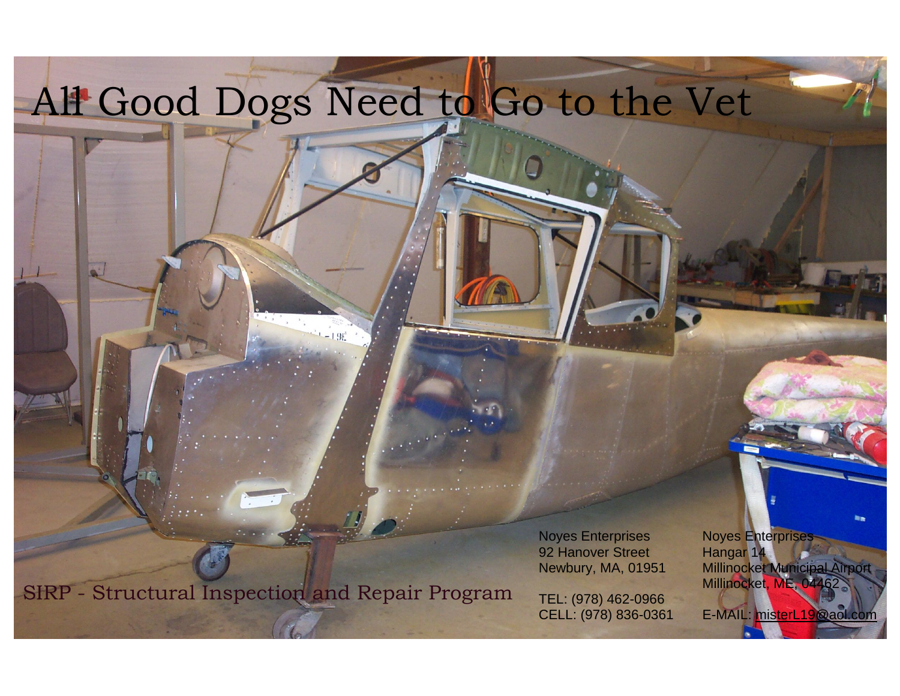# All Good Dogs Need to Go to the Vet

SIRP - Structural Inspection and Repair Program

Noyes Enterprises
92 Hanover Street
Newbury, MA, 01951

TEL: (978) 462-0966
CELL: (978) 836-0361

Noyes Enterprises
Hangar 14
Millinocket Municipal Airport
Millinocket, ME, 04462

E-MAIL: misterL19@aol.com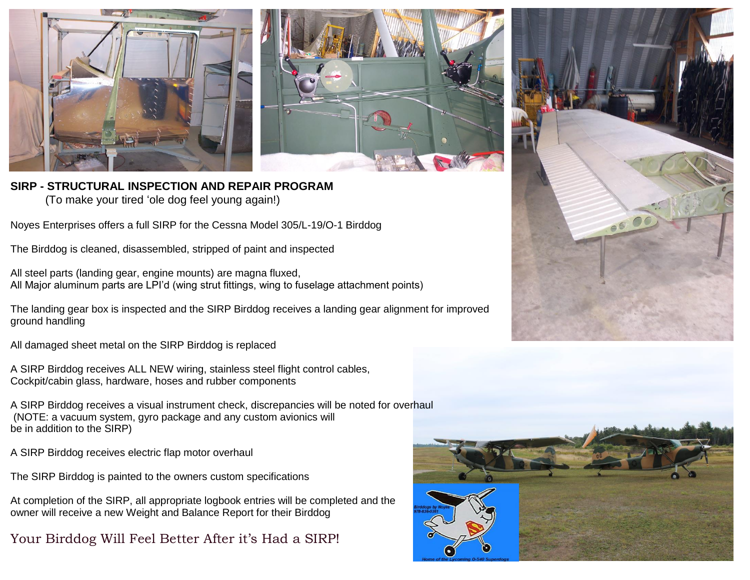**SIRP - STRUCTURAL INSPECTION AND REPAIR PROGRAM**
(To make your tired 'ole dog feel young again!)

Noyes Enterprises offers a full SIRP for the Cessna Model 305/L-19/O-1 Birddog

The Birddog is cleaned, disassembled, stripped of paint and inspected

All steel parts (landing gear, engine mounts) are magna fluxed,
All Major aluminum parts are LPI'd (wing strut fittings, wing to fuselage attachment points)

The landing gear box is inspected and the SIRP Birddog receives a landing gear alignment for improved ground handling

All damaged sheet metal on the SIRP Birddog is replaced

A SIRP Birddog receives ALL NEW wiring, stainless steel flight control cables, Cockpit/cabin glass, hardware, hoses and rubber components

A SIRP Birddog receives a visual instrument check, discrepancies will be noted for overhaul
(NOTE: a vacuum system, gyro package and any custom avionics will be in addition to the SIRP)

A SIRP Birddog receives electric flap motor overhaul

The SIRP Birddog is painted to the owners custom specifications

At completion of the SIRP, all appropriate logbook entries will be completed and the owner will receive a new Weight and Balance Report for their Birddog

Your Birddog Will Feel Better After it's Had a SIRP!